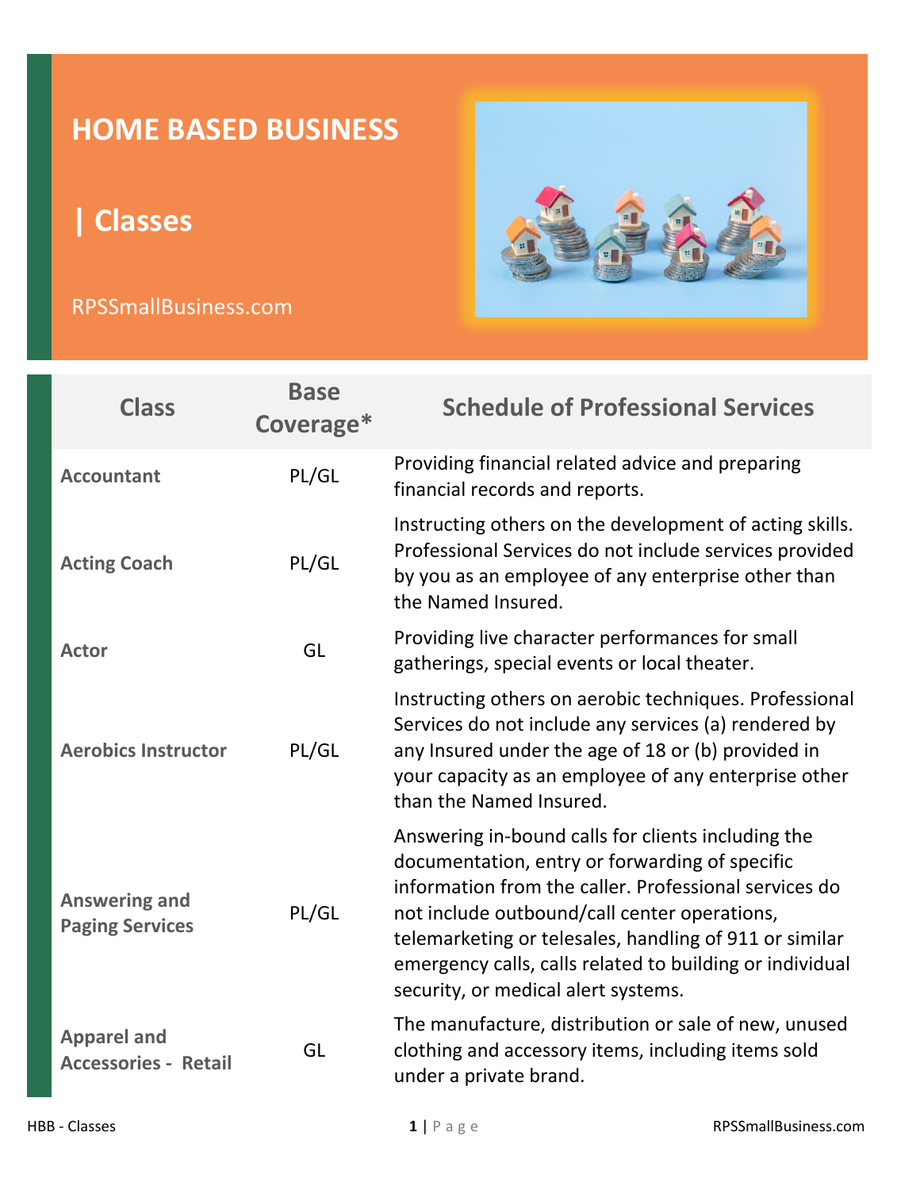# HOME BASED BUSINESS

## | Classes

RPSSmallBusiness.com

| Class | Base Coverage* | Schedule of Professional Services |
|---|---|---|
| **Accountant** | PL/GL | Providing financial related advice and preparing financial records and reports. |
| **Acting Coach** | PL/GL | Instructing others on the development of acting skills. Professional Services do not include services provided by you as an employee of any enterprise other than the Named Insured. |
| **Actor** | GL | Providing live character performances for small gatherings, special events or local theater. |
| **Aerobics Instructor** | PL/GL | Instructing others on aerobic techniques. Professional Services do not include any services (a) rendered by any Insured under the age of 18 or (b) provided in your capacity as an employee of any enterprise other than the Named Insured. |
| **Answering and Paging Services** | PL/GL | Answering in-bound calls for clients including the documentation, entry or forwarding of specific information from the caller. Professional services do not include outbound/call center operations, telemarketing or telesales, handling of 911 or similar emergency calls, calls related to building or individual security, or medical alert systems. |
| **Apparel and Accessories - Retail** | GL | The manufacture, distribution or sale of new, unused clothing and accessory items, including items sold under a private brand. |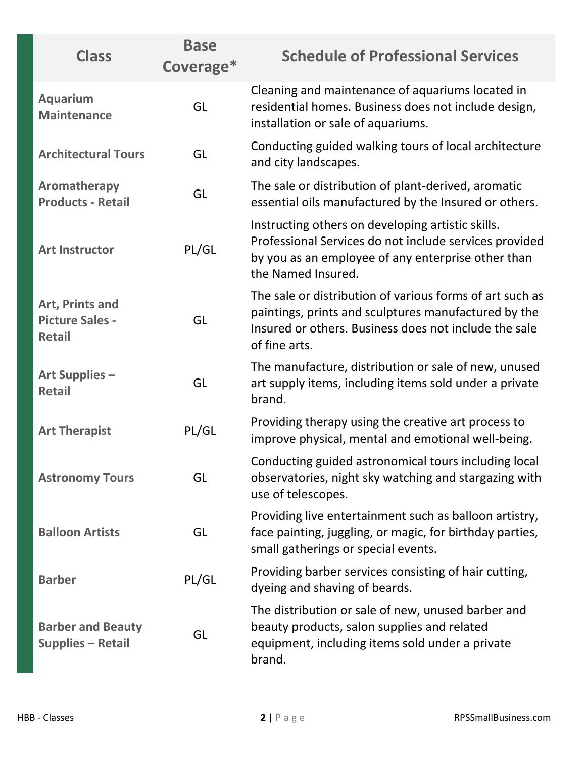| Class | Base Coverage* | Schedule of Professional Services |
|---|---|---|
| **Aquarium Maintenance** | GL | Cleaning and maintenance of aquariums located in residential homes. Business does not include design, installation or sale of aquariums. |
| **Architectural Tours** | GL | Conducting guided walking tours of local architecture and city landscapes. |
| **Aromatherapy Products - Retail** | GL | The sale or distribution of plant-derived, aromatic essential oils manufactured by the Insured or others. |
| **Art Instructor** | PL/GL | Instructing others on developing artistic skills. Professional Services do not include services provided by you as an employee of any enterprise other than the Named Insured. |
| **Art, Prints and Picture Sales - Retail** | GL | The sale or distribution of various forms of art such as paintings, prints and sculptures manufactured by the Insured or others. Business does not include the sale of fine arts. |
| **Art Supplies – Retail** | GL | The manufacture, distribution or sale of new, unused art supply items, including items sold under a private brand. |
| **Art Therapist** | PL/GL | Providing therapy using the creative art process to improve physical, mental and emotional well-being. |
| **Astronomy Tours** | GL | Conducting guided astronomical tours including local observatories, night sky watching and stargazing with use of telescopes. |
| **Balloon Artists** | GL | Providing live entertainment such as balloon artistry, face painting, juggling, or magic, for birthday parties, small gatherings or special events. |
| **Barber** | PL/GL | Providing barber services consisting of hair cutting, dyeing and shaving of beards. |
| **Barber and Beauty Supplies – Retail** | GL | The distribution or sale of new, unused barber and beauty products, salon supplies and related equipment, including items sold under a private brand. |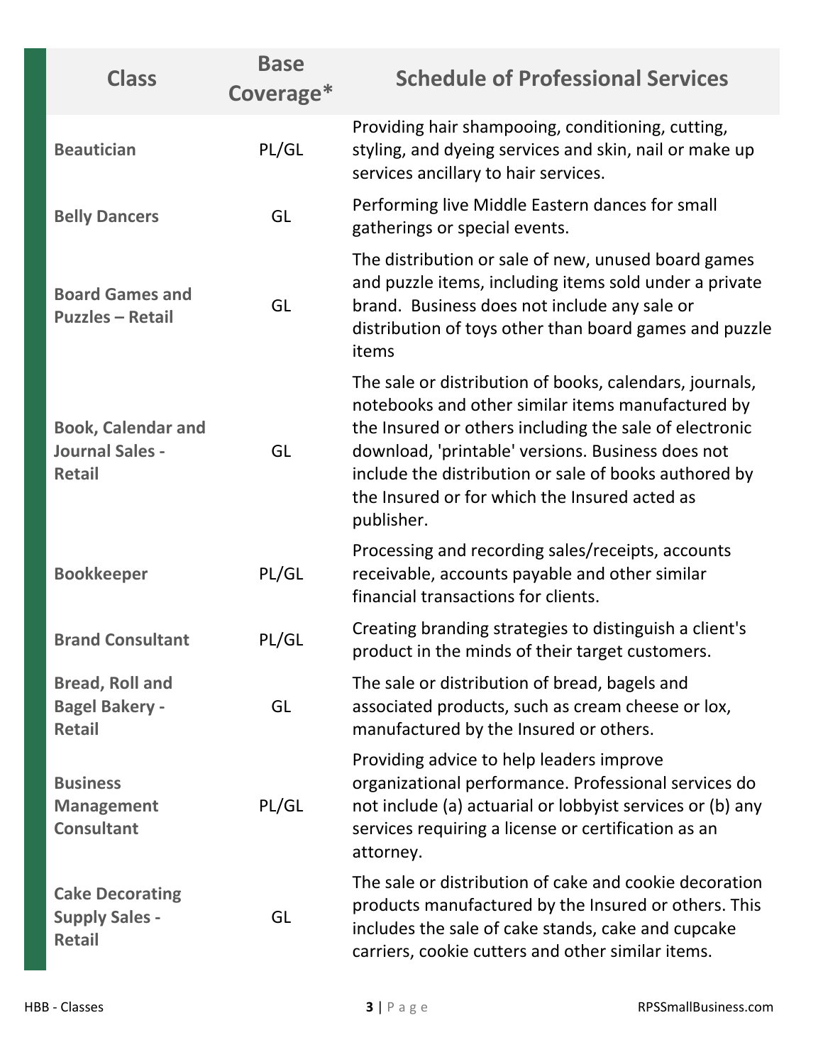| Class | Base Coverage* | Schedule of Professional Services |
|---|---|---|
| **Beautician** | PL/GL | Providing hair shampooing, conditioning, cutting, styling, and dyeing services and skin, nail or make up services ancillary to hair services. |
| **Belly Dancers** | GL | Performing live Middle Eastern dances for small gatherings or special events. |
| **Board Games and Puzzles – Retail** | GL | The distribution or sale of new, unused board games and puzzle items, including items sold under a private brand. Business does not include any sale or distribution of toys other than board games and puzzle items |
| **Book, Calendar and Journal Sales - Retail** | GL | The sale or distribution of books, calendars, journals, notebooks and other similar items manufactured by the Insured or others including the sale of electronic download, 'printable' versions. Business does not include the distribution or sale of books authored by the Insured or for which the Insured acted as publisher. |
| **Bookkeeper** | PL/GL | Processing and recording sales/receipts, accounts receivable, accounts payable and other similar financial transactions for clients. |
| **Brand Consultant** | PL/GL | Creating branding strategies to distinguish a client's product in the minds of their target customers. |
| **Bread, Roll and Bagel Bakery - Retail** | GL | The sale or distribution of bread, bagels and associated products, such as cream cheese or lox, manufactured by the Insured or others. |
| **Business Management Consultant** | PL/GL | Providing advice to help leaders improve organizational performance. Professional services do not include (a) actuarial or lobbyist services or (b) any services requiring a license or certification as an attorney. |
| **Cake Decorating Supply Sales - Retail** | GL | The sale or distribution of cake and cookie decoration products manufactured by the Insured or others. This includes the sale of cake stands, cake and cupcake carriers, cookie cutters and other similar items. |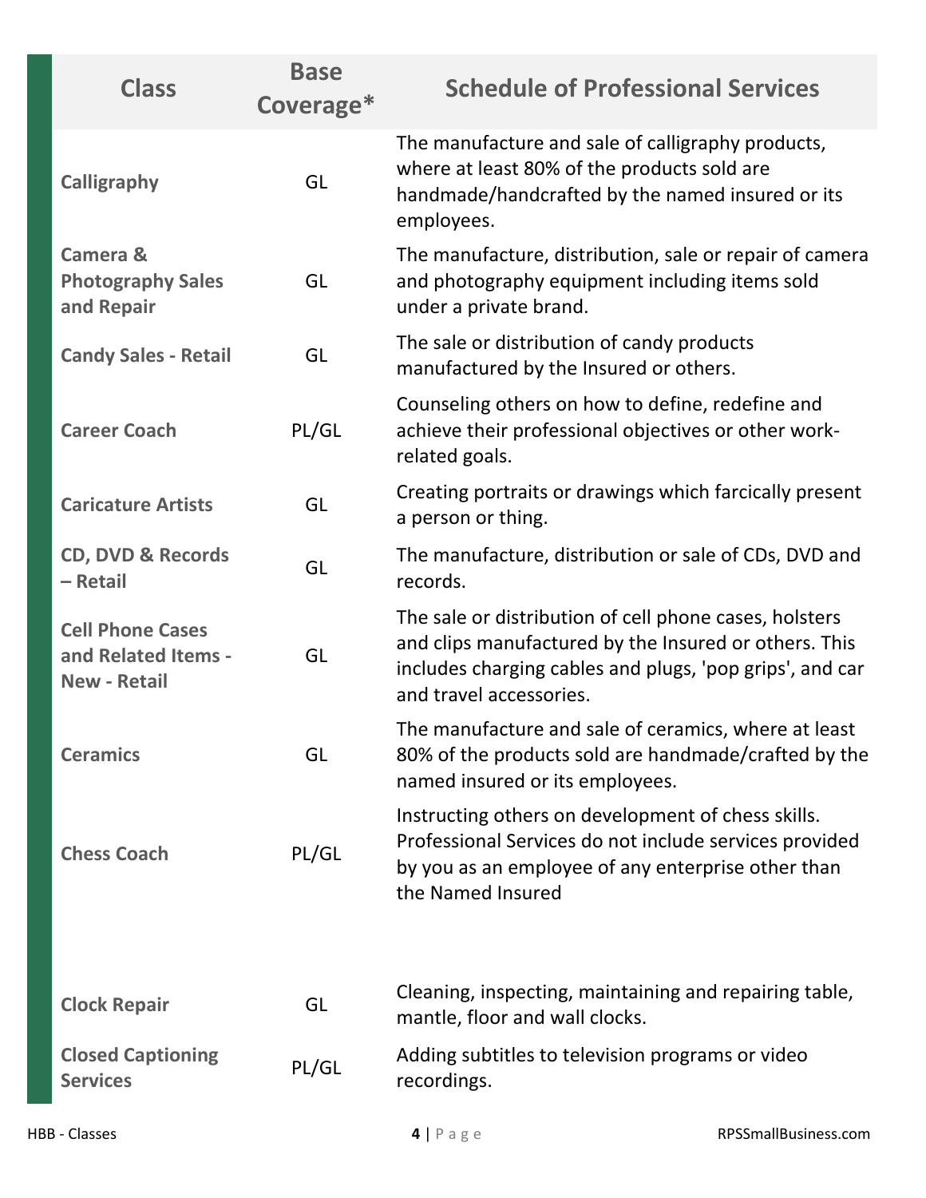| Class | Base Coverage* | Schedule of Professional Services |
|---|---|---|
| **Calligraphy** | GL | The manufacture and sale of calligraphy products, where at least 80% of the products sold are handmade/handcrafted by the named insured or its employees. |
| **Camera & Photography Sales and Repair** | GL | The manufacture, distribution, sale or repair of camera and photography equipment including items sold under a private brand. |
| **Candy Sales - Retail** | GL | The sale or distribution of candy products manufactured by the Insured or others. |
| **Career Coach** | PL/GL | Counseling others on how to define, redefine and achieve their professional objectives or other work-related goals. |
| **Caricature Artists** | GL | Creating portraits or drawings which farcically present a person or thing. |
| **CD, DVD & Records – Retail** | GL | The manufacture, distribution or sale of CDs, DVD and records. |
| **Cell Phone Cases and Related Items - New - Retail** | GL | The sale or distribution of cell phone cases, holsters and clips manufactured by the Insured or others. This includes charging cables and plugs, 'pop grips', and car and travel accessories. |
| **Ceramics** | GL | The manufacture and sale of ceramics, where at least 80% of the products sold are handmade/crafted by the named insured or its employees. |
| **Chess Coach** | PL/GL | Instructing others on development of chess skills. Professional Services do not include services provided by you as an employee of any enterprise other than the Named Insured |
| **Clock Repair** | GL | Cleaning, inspecting, maintaining and repairing table, mantle, floor and wall clocks. |
| **Closed Captioning Services** | PL/GL | Adding subtitles to television programs or video recordings. |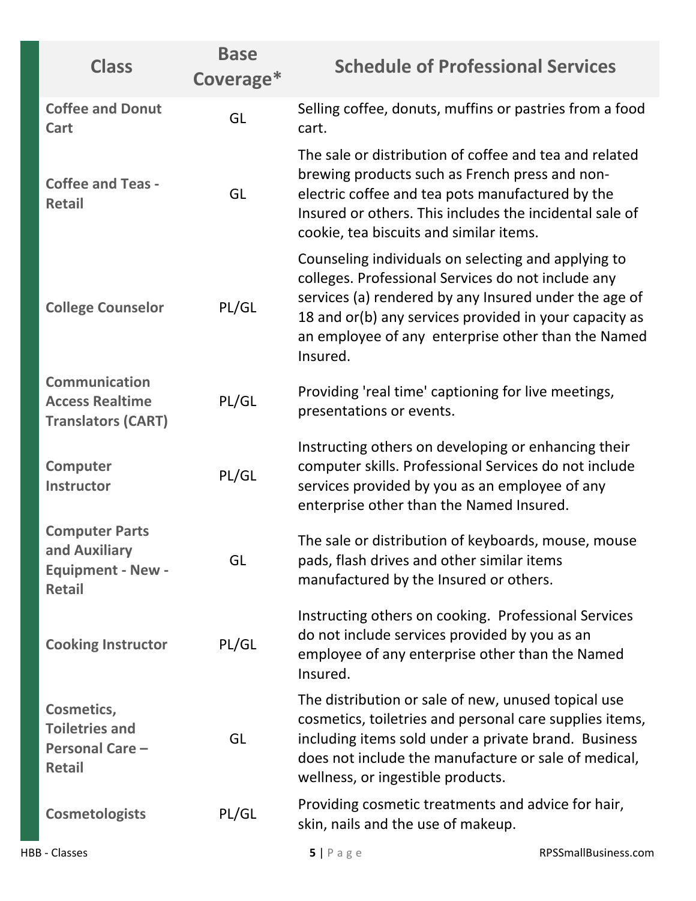| Class | Base Coverage* | Schedule of Professional Services |
|---|---|---|
| **Coffee and Donut Cart** | GL | Selling coffee, donuts, muffins or pastries from a food cart. |
| **Coffee and Teas - Retail** | GL | The sale or distribution of coffee and tea and related brewing products such as French press and non-electric coffee and tea pots manufactured by the Insured or others. This includes the incidental sale of cookie, tea biscuits and similar items. |
| **College Counselor** | PL/GL | Counseling individuals on selecting and applying to colleges. Professional Services do not include any services (a) rendered by any Insured under the age of 18 and or(b) any services provided in your capacity as an employee of any enterprise other than the Named Insured. |
| **Communication Access Realtime Translators (CART)** | PL/GL | Providing 'real time' captioning for live meetings, presentations or events. |
| **Computer Instructor** | PL/GL | Instructing others on developing or enhancing their computer skills. Professional Services do not include services provided by you as an employee of any enterprise other than the Named Insured. |
| **Computer Parts and Auxiliary Equipment - New - Retail** | GL | The sale or distribution of keyboards, mouse, mouse pads, flash drives and other similar items manufactured by the Insured or others. |
| **Cooking Instructor** | PL/GL | Instructing others on cooking. Professional Services do not include services provided by you as an employee of any enterprise other than the Named Insured. |
| **Cosmetics, Toiletries and Personal Care – Retail** | GL | The distribution or sale of new, unused topical use cosmetics, toiletries and personal care supplies items, including items sold under a private brand. Business does not include the manufacture or sale of medical, wellness, or ingestible products. |
| **Cosmetologists** | PL/GL | Providing cosmetic treatments and advice for hair, skin, nails and the use of makeup. |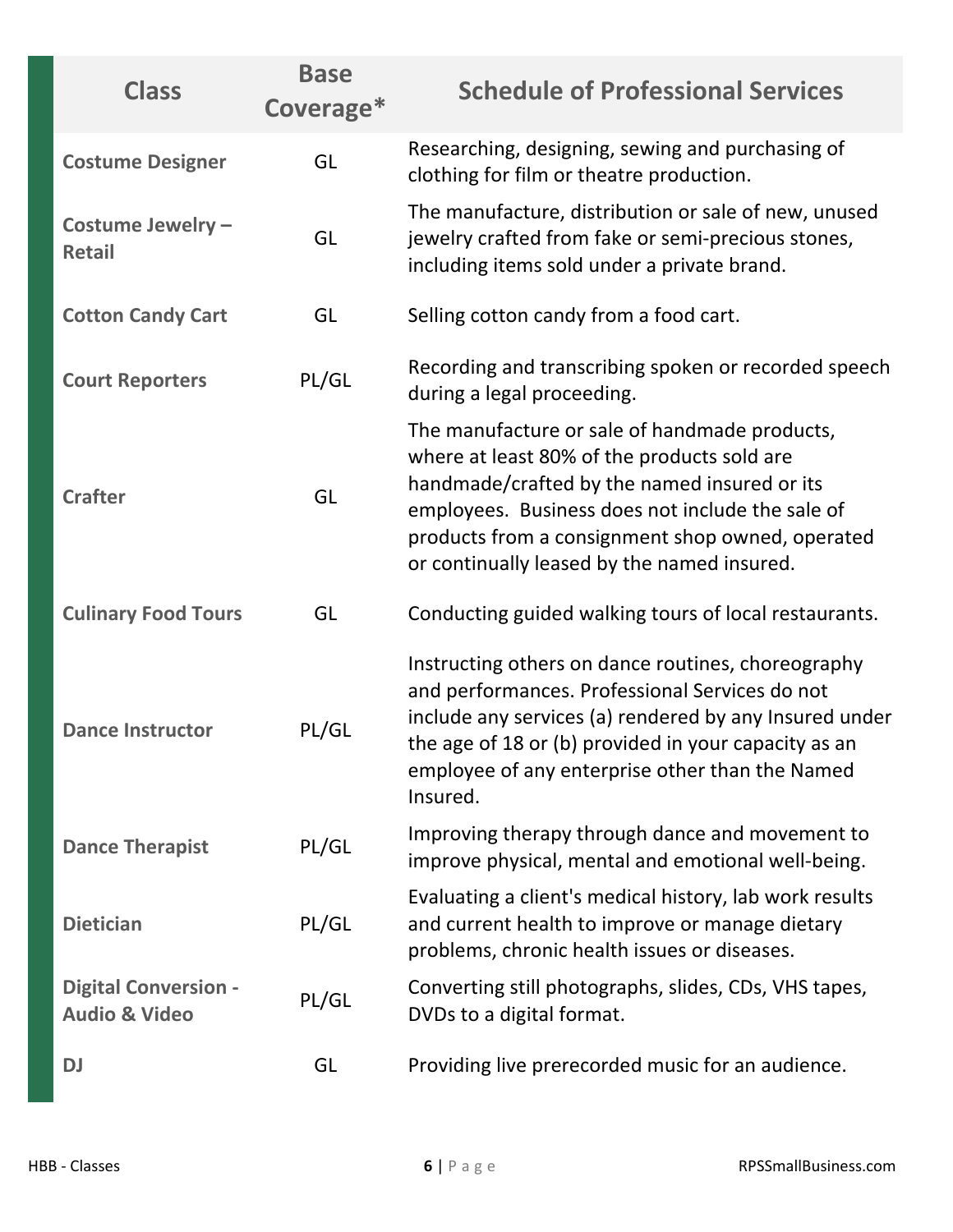| Class | Base Coverage* | Schedule of Professional Services |
| --- | --- | --- |
| **Costume Designer** | GL | Researching, designing, sewing and purchasing of clothing for film or theatre production. |
| **Costume Jewelry – Retail** | GL | The manufacture, distribution or sale of new, unused jewelry crafted from fake or semi-precious stones, including items sold under a private brand. |
| **Cotton Candy Cart** | GL | Selling cotton candy from a food cart. |
| **Court Reporters** | PL/GL | Recording and transcribing spoken or recorded speech during a legal proceeding. |
| **Crafter** | GL | The manufacture or sale of handmade products, where at least 80% of the products sold are handmade/crafted by the named insured or its employees. Business does not include the sale of products from a consignment shop owned, operated or continually leased by the named insured. |
| **Culinary Food Tours** | GL | Conducting guided walking tours of local restaurants. |
| **Dance Instructor** | PL/GL | Instructing others on dance routines, choreography and performances. Professional Services do not include any services (a) rendered by any Insured under the age of 18 or (b) provided in your capacity as an employee of any enterprise other than the Named Insured. |
| **Dance Therapist** | PL/GL | Improving therapy through dance and movement to improve physical, mental and emotional well-being. |
| **Dietician** | PL/GL | Evaluating a client's medical history, lab work results and current health to improve or manage dietary problems, chronic health issues or diseases. |
| **Digital Conversion - Audio & Video** | PL/GL | Converting still photographs, slides, CDs, VHS tapes, DVDs to a digital format. |
| **DJ** | GL | Providing live prerecorded music for an audience. |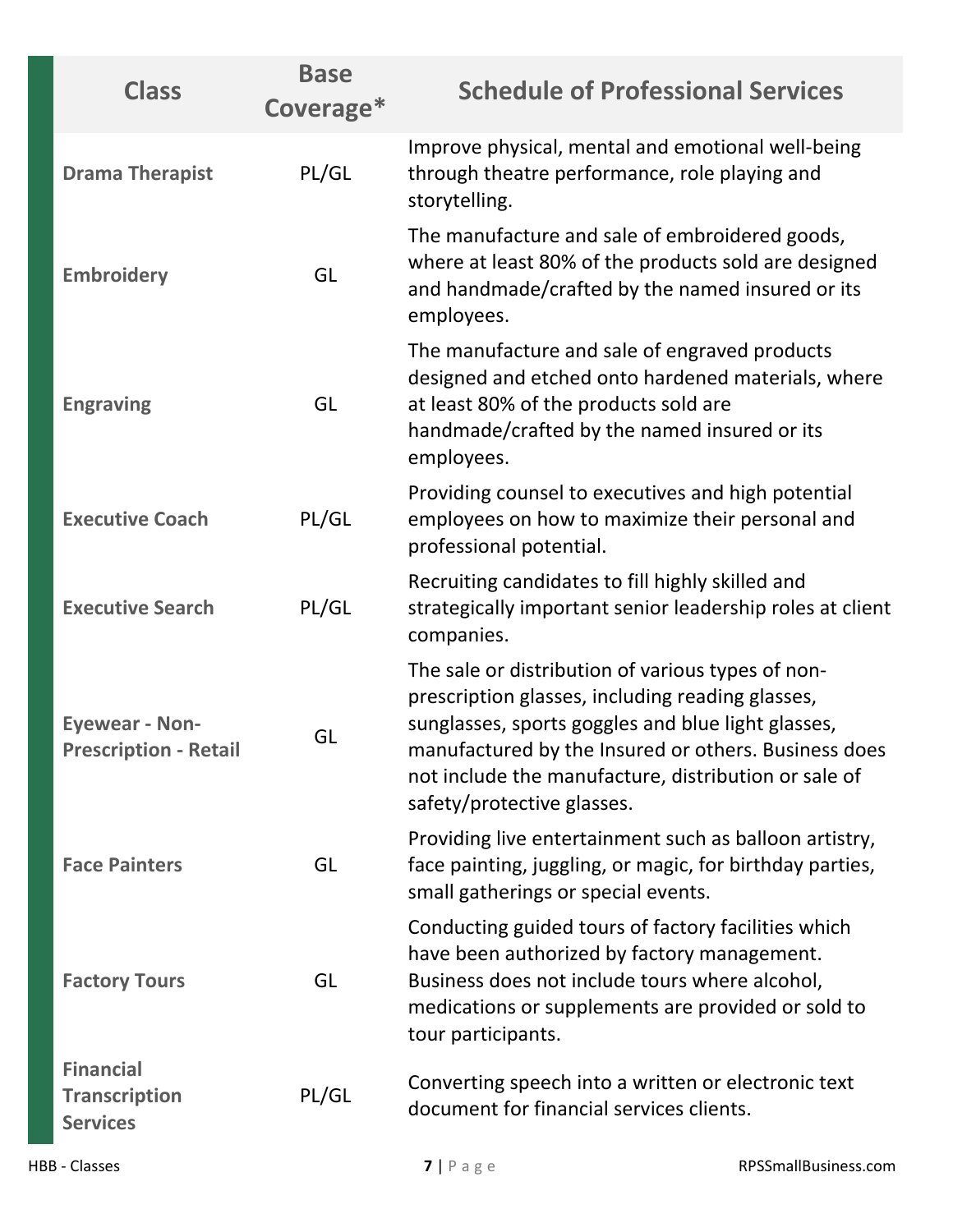| Class | Base Coverage* | Schedule of Professional Services |
|---|---|---|
| **Drama Therapist** | PL/GL | Improve physical, mental and emotional well-being through theatre performance, role playing and storytelling. |
| **Embroidery** | GL | The manufacture and sale of embroidered goods, where at least 80% of the products sold are designed and handmade/crafted by the named insured or its employees. |
| **Engraving** | GL | The manufacture and sale of engraved products designed and etched onto hardened materials, where at least 80% of the products sold are handmade/crafted by the named insured or its employees. |
| **Executive Coach** | PL/GL | Providing counsel to executives and high potential employees on how to maximize their personal and professional potential. |
| **Executive Search** | PL/GL | Recruiting candidates to fill highly skilled and strategically important senior leadership roles at client companies. |
| **Eyewear - Non-Prescription - Retail** | GL | The sale or distribution of various types of non-prescription glasses, including reading glasses, sunglasses, sports goggles and blue light glasses, manufactured by the Insured or others. Business does not include the manufacture, distribution or sale of safety/protective glasses. |
| **Face Painters** | GL | Providing live entertainment such as balloon artistry, face painting, juggling, or magic, for birthday parties, small gatherings or special events. |
| **Factory Tours** | GL | Conducting guided tours of factory facilities which have been authorized by factory management. Business does not include tours where alcohol, medications or supplements are provided or sold to tour participants. |
| **Financial Transcription Services** | PL/GL | Converting speech into a written or electronic text document for financial services clients. |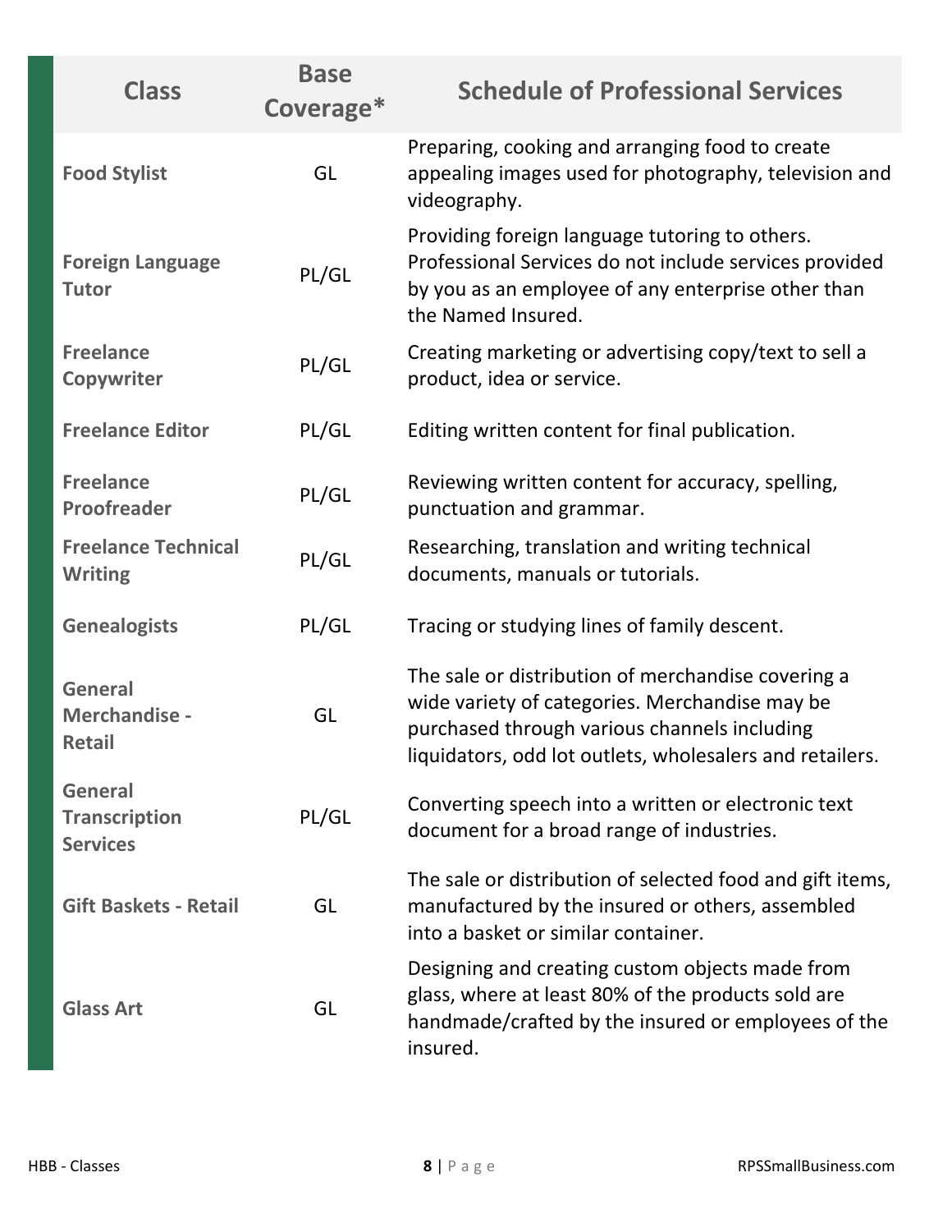| Class | Base Coverage* | Schedule of Professional Services |
|---|---|---|
| **Food Stylist** | GL | Preparing, cooking and arranging food to create appealing images used for photography, television and videography. |
| **Foreign Language Tutor** | PL/GL | Providing foreign language tutoring to others. Professional Services do not include services provided by you as an employee of any enterprise other than the Named Insured. |
| **Freelance Copywriter** | PL/GL | Creating marketing or advertising copy/text to sell a product, idea or service. |
| **Freelance Editor** | PL/GL | Editing written content for final publication. |
| **Freelance Proofreader** | PL/GL | Reviewing written content for accuracy, spelling, punctuation and grammar. |
| **Freelance Technical Writing** | PL/GL | Researching, translation and writing technical documents, manuals or tutorials. |
| **Genealogists** | PL/GL | Tracing or studying lines of family descent. |
| **General Merchandise - Retail** | GL | The sale or distribution of merchandise covering a wide variety of categories. Merchandise may be purchased through various channels including liquidators, odd lot outlets, wholesalers and retailers. |
| **General Transcription Services** | PL/GL | Converting speech into a written or electronic text document for a broad range of industries. |
| **Gift Baskets - Retail** | GL | The sale or distribution of selected food and gift items, manufactured by the insured or others, assembled into a basket or similar container. |
| **Glass Art** | GL | Designing and creating custom objects made from glass, where at least 80% of the products sold are handmade/crafted by the insured or employees of the insured. |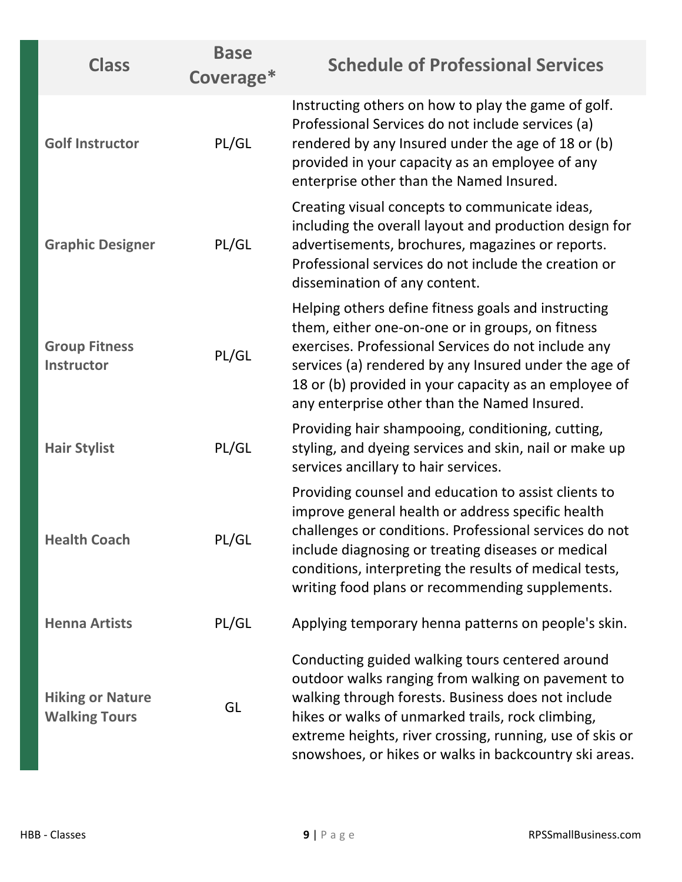| Class | Base Coverage* | Schedule of Professional Services |
| --- | --- | --- |
| **Golf Instructor** | PL/GL | Instructing others on how to play the game of golf. Professional Services do not include services (a) rendered by any Insured under the age of 18 or (b) provided in your capacity as an employee of any enterprise other than the Named Insured. |
| **Graphic Designer** | PL/GL | Creating visual concepts to communicate ideas, including the overall layout and production design for advertisements, brochures, magazines or reports. Professional services do not include the creation or dissemination of any content. |
| **Group Fitness Instructor** | PL/GL | Helping others define fitness goals and instructing them, either one-on-one or in groups, on fitness exercises. Professional Services do not include any services (a) rendered by any Insured under the age of 18 or (b) provided in your capacity as an employee of any enterprise other than the Named Insured. |
| **Hair Stylist** | PL/GL | Providing hair shampooing, conditioning, cutting, styling, and dyeing services and skin, nail or make up services ancillary to hair services. |
| **Health Coach** | PL/GL | Providing counsel and education to assist clients to improve general health or address specific health challenges or conditions. Professional services do not include diagnosing or treating diseases or medical conditions, interpreting the results of medical tests, writing food plans or recommending supplements. |
| **Henna Artists** | PL/GL | Applying temporary henna patterns on people's skin. |
| **Hiking or Nature Walking Tours** | GL | Conducting guided walking tours centered around outdoor walks ranging from walking on pavement to walking through forests. Business does not include hikes or walks of unmarked trails, rock climbing, extreme heights, river crossing, running, use of skis or snowshoes, or hikes or walks in backcountry ski areas. |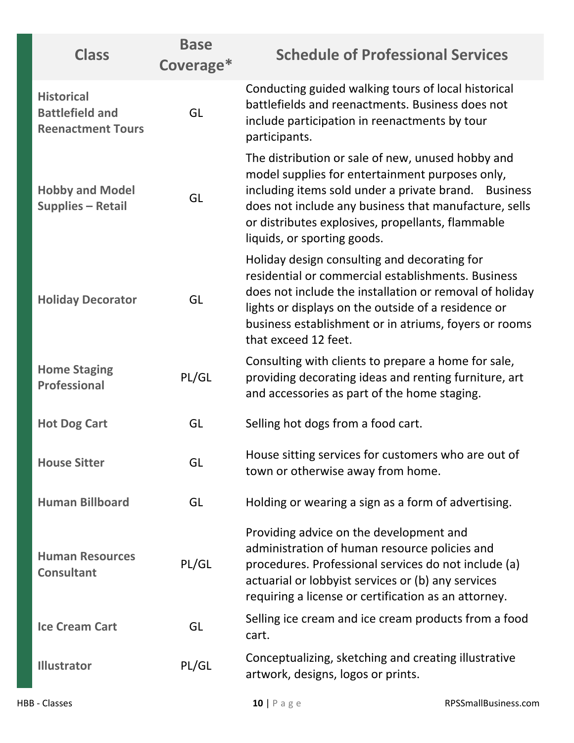| Class | Base Coverage* | Schedule of Professional Services |
|---|---|---|
| **Historical Battlefield and Reenactment Tours** | GL | Conducting guided walking tours of local historical battlefields and reenactments. Business does not include participation in reenactments by tour participants. |
| **Hobby and Model Supplies – Retail** | GL | The distribution or sale of new, unused hobby and model supplies for entertainment purposes only, including items sold under a private brand. Business does not include any business that manufacture, sells or distributes explosives, propellants, flammable liquids, or sporting goods. |
| **Holiday Decorator** | GL | Holiday design consulting and decorating for residential or commercial establishments. Business does not include the installation or removal of holiday lights or displays on the outside of a residence or business establishment or in atriums, foyers or rooms that exceed 12 feet. |
| **Home Staging Professional** | PL/GL | Consulting with clients to prepare a home for sale, providing decorating ideas and renting furniture, art and accessories as part of the home staging. |
| **Hot Dog Cart** | GL | Selling hot dogs from a food cart. |
| **House Sitter** | GL | House sitting services for customers who are out of town or otherwise away from home. |
| **Human Billboard** | GL | Holding or wearing a sign as a form of advertising. |
| **Human Resources Consultant** | PL/GL | Providing advice on the development and administration of human resource policies and procedures. Professional services do not include (a) actuarial or lobbyist services or (b) any services requiring a license or certification as an attorney. |
| **Ice Cream Cart** | GL | Selling ice cream and ice cream products from a food cart. |
| **Illustrator** | PL/GL | Conceptualizing, sketching and creating illustrative artwork, designs, logos or prints. |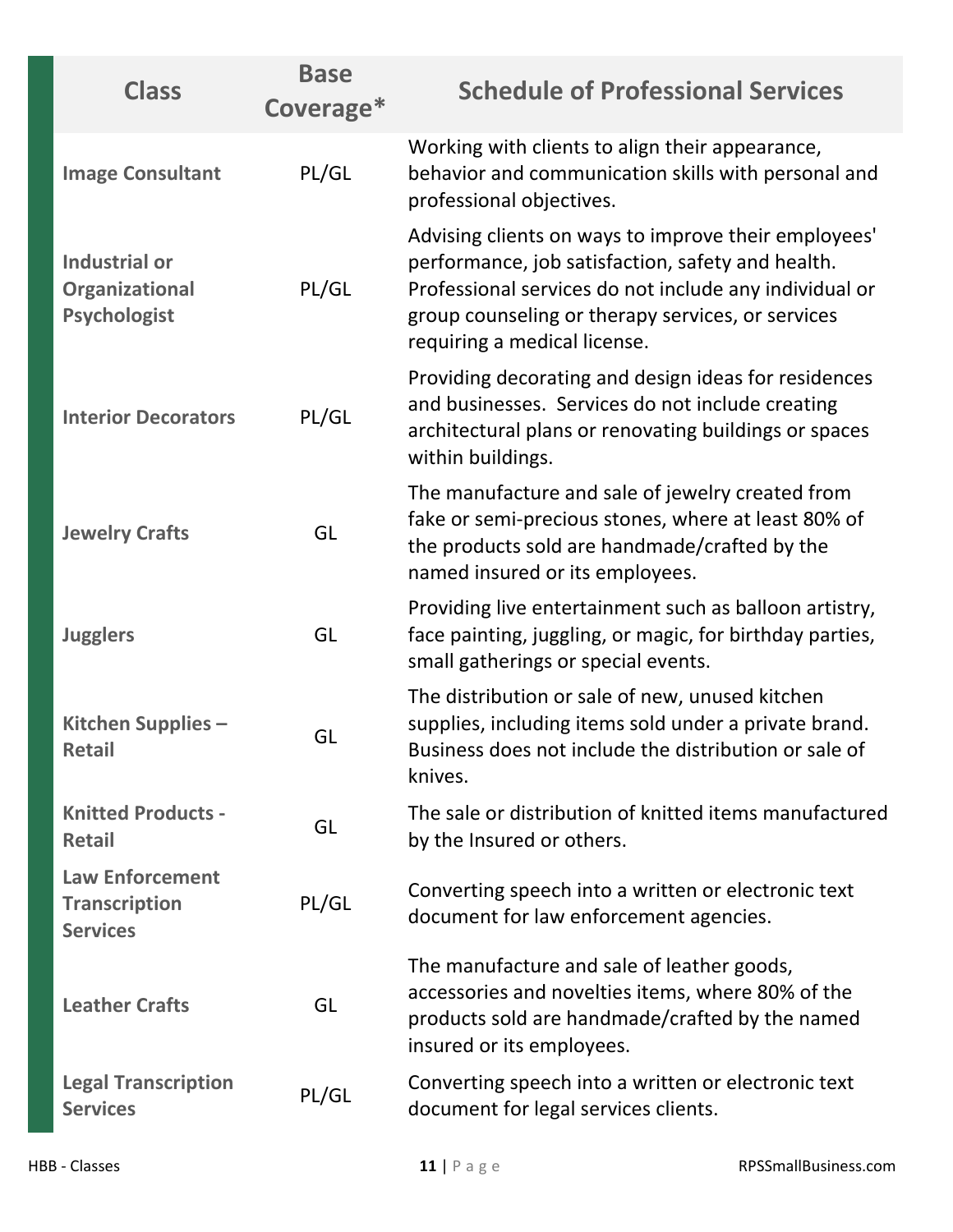| Class | Base Coverage* | Schedule of Professional Services |
|---|---|---|
| **Image Consultant** | PL/GL | Working with clients to align their appearance, behavior and communication skills with personal and professional objectives. |
| **Industrial or Organizational Psychologist** | PL/GL | Advising clients on ways to improve their employees' performance, job satisfaction, safety and health. Professional services do not include any individual or group counseling or therapy services, or services requiring a medical license. |
| **Interior Decorators** | PL/GL | Providing decorating and design ideas for residences and businesses. Services do not include creating architectural plans or renovating buildings or spaces within buildings. |
| **Jewelry Crafts** | GL | The manufacture and sale of jewelry created from fake or semi-precious stones, where at least 80% of the products sold are handmade/crafted by the named insured or its employees. |
| **Jugglers** | GL | Providing live entertainment such as balloon artistry, face painting, juggling, or magic, for birthday parties, small gatherings or special events. |
| **Kitchen Supplies – Retail** | GL | The distribution or sale of new, unused kitchen supplies, including items sold under a private brand. Business does not include the distribution or sale of knives. |
| **Knitted Products - Retail** | GL | The sale or distribution of knitted items manufactured by the Insured or others. |
| **Law Enforcement Transcription Services** | PL/GL | Converting speech into a written or electronic text document for law enforcement agencies. |
| **Leather Crafts** | GL | The manufacture and sale of leather goods, accessories and novelties items, where 80% of the products sold are handmade/crafted by the named insured or its employees. |
| **Legal Transcription Services** | PL/GL | Converting speech into a written or electronic text document for legal services clients. |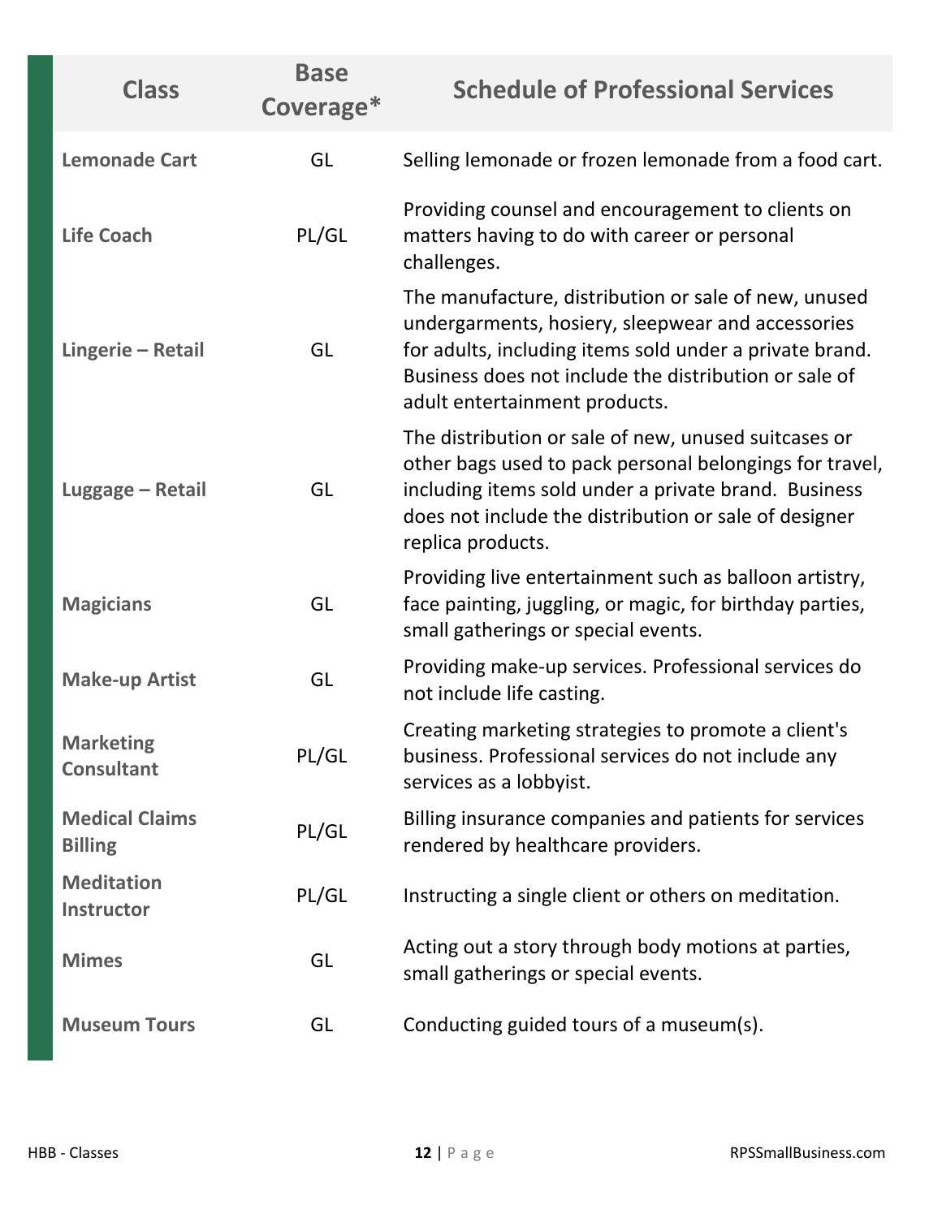| Class | Base Coverage* | Schedule of Professional Services |
|---|---|---|
| **Lemonade Cart** | GL | Selling lemonade or frozen lemonade from a food cart. |
| **Life Coach** | PL/GL | Providing counsel and encouragement to clients on matters having to do with career or personal challenges. |
| **Lingerie – Retail** | GL | The manufacture, distribution or sale of new, unused undergarments, hosiery, sleepwear and accessories for adults, including items sold under a private brand. Business does not include the distribution or sale of adult entertainment products. |
| **Luggage – Retail** | GL | The distribution or sale of new, unused suitcases or other bags used to pack personal belongings for travel, including items sold under a private brand. Business does not include the distribution or sale of designer replica products. |
| **Magicians** | GL | Providing live entertainment such as balloon artistry, face painting, juggling, or magic, for birthday parties, small gatherings or special events. |
| **Make-up Artist** | GL | Providing make-up services. Professional services do not include life casting. |
| **Marketing Consultant** | PL/GL | Creating marketing strategies to promote a client's business. Professional services do not include any services as a lobbyist. |
| **Medical Claims Billing** | PL/GL | Billing insurance companies and patients for services rendered by healthcare providers. |
| **Meditation Instructor** | PL/GL | Instructing a single client or others on meditation. |
| **Mimes** | GL | Acting out a story through body motions at parties, small gatherings or special events. |
| **Museum Tours** | GL | Conducting guided tours of a museum(s). |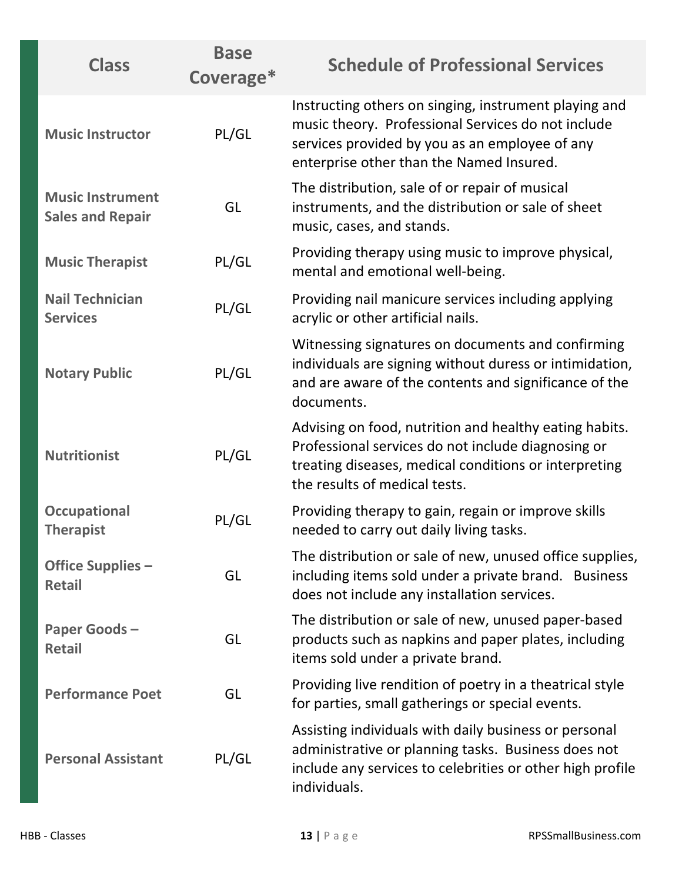| Class | Base Coverage* | Schedule of Professional Services |
|---|---|---|
| **Music Instructor** | PL/GL | Instructing others on singing, instrument playing and music theory. Professional Services do not include services provided by you as an employee of any enterprise other than the Named Insured. |
| **Music Instrument Sales and Repair** | GL | The distribution, sale of or repair of musical instruments, and the distribution or sale of sheet music, cases, and stands. |
| **Music Therapist** | PL/GL | Providing therapy using music to improve physical, mental and emotional well-being. |
| **Nail Technician Services** | PL/GL | Providing nail manicure services including applying acrylic or other artificial nails. |
| **Notary Public** | PL/GL | Witnessing signatures on documents and confirming individuals are signing without duress or intimidation, and are aware of the contents and significance of the documents. |
| **Nutritionist** | PL/GL | Advising on food, nutrition and healthy eating habits. Professional services do not include diagnosing or treating diseases, medical conditions or interpreting the results of medical tests. |
| **Occupational Therapist** | PL/GL | Providing therapy to gain, regain or improve skills needed to carry out daily living tasks. |
| **Office Supplies – Retail** | GL | The distribution or sale of new, unused office supplies, including items sold under a private brand. Business does not include any installation services. |
| **Paper Goods – Retail** | GL | The distribution or sale of new, unused paper-based products such as napkins and paper plates, including items sold under a private brand. |
| **Performance Poet** | GL | Providing live rendition of poetry in a theatrical style for parties, small gatherings or special events. |
| **Personal Assistant** | PL/GL | Assisting individuals with daily business or personal administrative or planning tasks. Business does not include any services to celebrities or other high profile individuals. |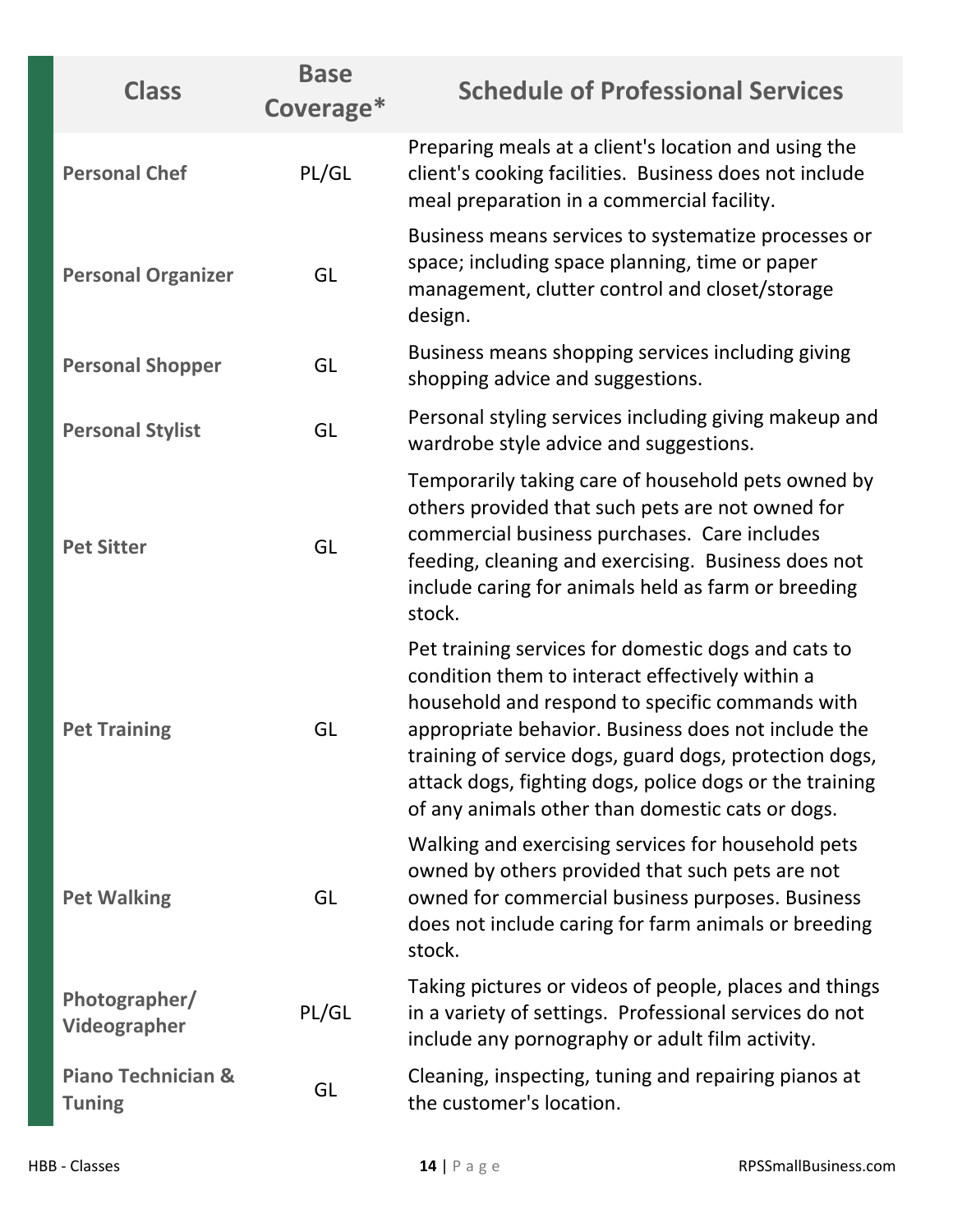| Class | Base Coverage* | Schedule of Professional Services |
| --- | --- | --- |
| **Personal Chef** | PL/GL | Preparing meals at a client's location and using the client's cooking facilities. Business does not include meal preparation in a commercial facility. |
| **Personal Organizer** | GL | Business means services to systematize processes or space; including space planning, time or paper management, clutter control and closet/storage design. |
| **Personal Shopper** | GL | Business means shopping services including giving shopping advice and suggestions. |
| **Personal Stylist** | GL | Personal styling services including giving makeup and wardrobe style advice and suggestions. |
| **Pet Sitter** | GL | Temporarily taking care of household pets owned by others provided that such pets are not owned for commercial business purchases. Care includes feeding, cleaning and exercising. Business does not include caring for animals held as farm or breeding stock. |
| **Pet Training** | GL | Pet training services for domestic dogs and cats to condition them to interact effectively within a household and respond to specific commands with appropriate behavior. Business does not include the training of service dogs, guard dogs, protection dogs, attack dogs, fighting dogs, police dogs or the training of any animals other than domestic cats or dogs. |
| **Pet Walking** | GL | Walking and exercising services for household pets owned by others provided that such pets are not owned for commercial business purposes. Business does not include caring for farm animals or breeding stock. |
| **Photographer/ Videographer** | PL/GL | Taking pictures or videos of people, places and things in a variety of settings. Professional services do not include any pornography or adult film activity. |
| **Piano Technician & Tuning** | GL | Cleaning, inspecting, tuning and repairing pianos at the customer's location. |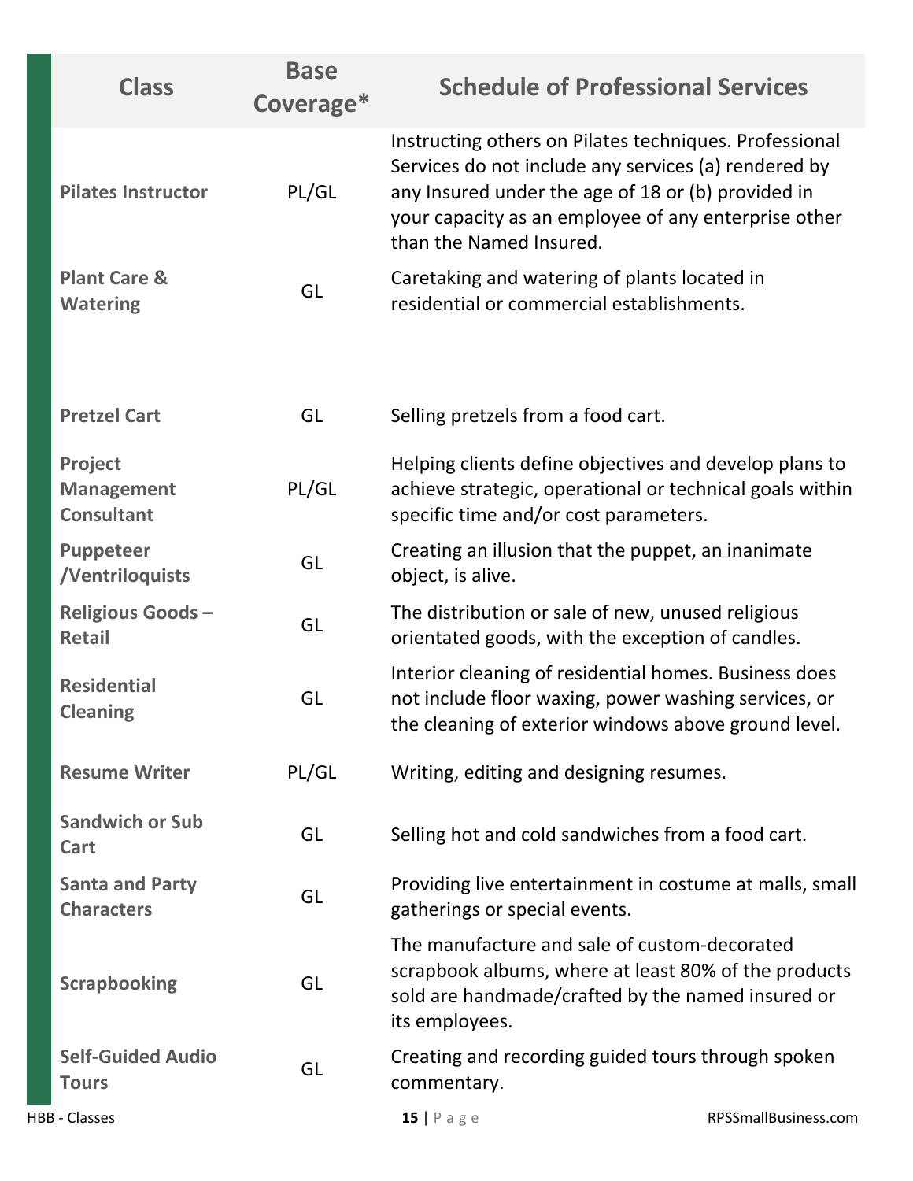| Class | Base Coverage* | Schedule of Professional Services |
|---|---|---|
| Pilates Instructor | PL/GL | Instructing others on Pilates techniques. Professional Services do not include any services (a) rendered by any Insured under the age of 18 or (b) provided in your capacity as an employee of any enterprise other than the Named Insured. |
| Plant Care & Watering | GL | Caretaking and watering of plants located in residential or commercial establishments. |
| Pretzel Cart | GL | Selling pretzels from a food cart. |
| Project Management Consultant | PL/GL | Helping clients define objectives and develop plans to achieve strategic, operational or technical goals within specific time and/or cost parameters. |
| Puppeteer /Ventriloquists | GL | Creating an illusion that the puppet, an inanimate object, is alive. |
| Religious Goods – Retail | GL | The distribution or sale of new, unused religious orientated goods, with the exception of candles. |
| Residential Cleaning | GL | Interior cleaning of residential homes. Business does not include floor waxing, power washing services, or the cleaning of exterior windows above ground level. |
| Resume Writer | PL/GL | Writing, editing and designing resumes. |
| Sandwich or Sub Cart | GL | Selling hot and cold sandwiches from a food cart. |
| Santa and Party Characters | GL | Providing live entertainment in costume at malls, small gatherings or special events. |
| Scrapbooking | GL | The manufacture and sale of custom-decorated scrapbook albums, where at least 80% of the products sold are handmade/crafted by the named insured or its employees. |
| Self-Guided Audio Tours | GL | Creating and recording guided tours through spoken commentary. |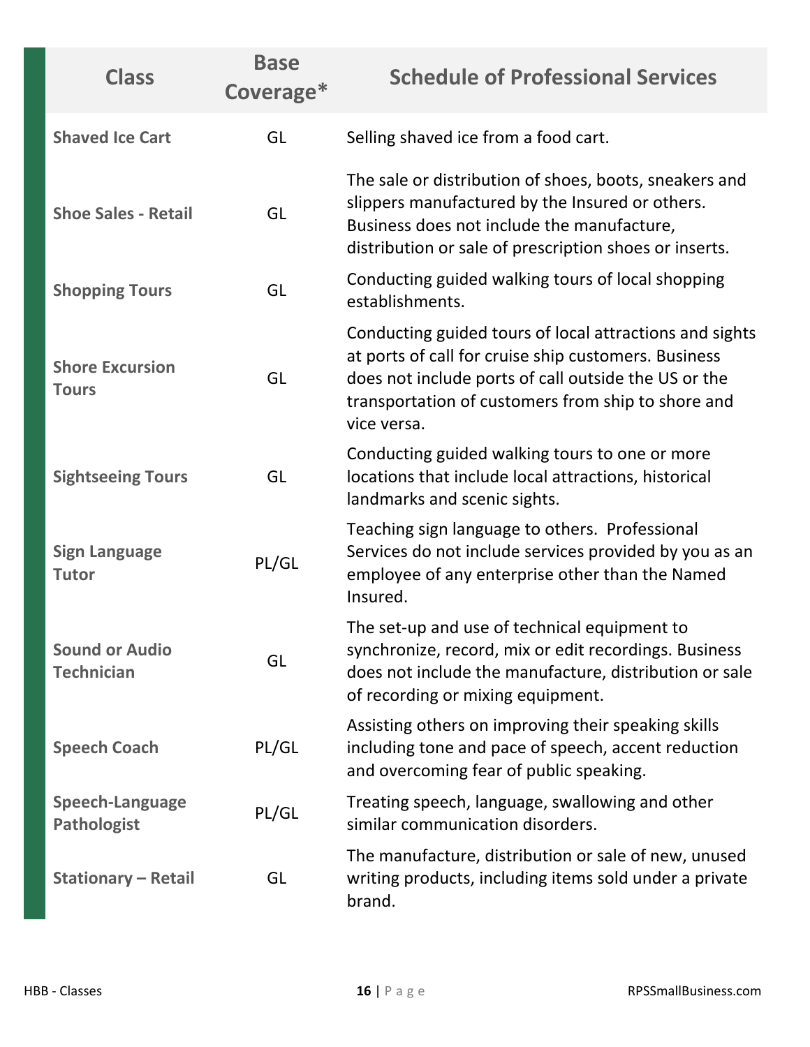| Class | Base Coverage* | Schedule of Professional Services |
| --- | --- | --- |
| **Shaved Ice Cart** | GL | Selling shaved ice from a food cart. |
| **Shoe Sales - Retail** | GL | The sale or distribution of shoes, boots, sneakers and slippers manufactured by the Insured or others. Business does not include the manufacture, distribution or sale of prescription shoes or inserts. |
| **Shopping Tours** | GL | Conducting guided walking tours of local shopping establishments. |
| **Shore Excursion Tours** | GL | Conducting guided tours of local attractions and sights at ports of call for cruise ship customers. Business does not include ports of call outside the US or the transportation of customers from ship to shore and vice versa. |
| **Sightseeing Tours** | GL | Conducting guided walking tours to one or more locations that include local attractions, historical landmarks and scenic sights. |
| **Sign Language Tutor** | PL/GL | Teaching sign language to others. Professional Services do not include services provided by you as an employee of any enterprise other than the Named Insured. |
| **Sound or Audio Technician** | GL | The set-up and use of technical equipment to synchronize, record, mix or edit recordings. Business does not include the manufacture, distribution or sale of recording or mixing equipment. |
| **Speech Coach** | PL/GL | Assisting others on improving their speaking skills including tone and pace of speech, accent reduction and overcoming fear of public speaking. |
| **Speech-Language Pathologist** | PL/GL | Treating speech, language, swallowing and other similar communication disorders. |
| **Stationary – Retail** | GL | The manufacture, distribution or sale of new, unused writing products, including items sold under a private brand. |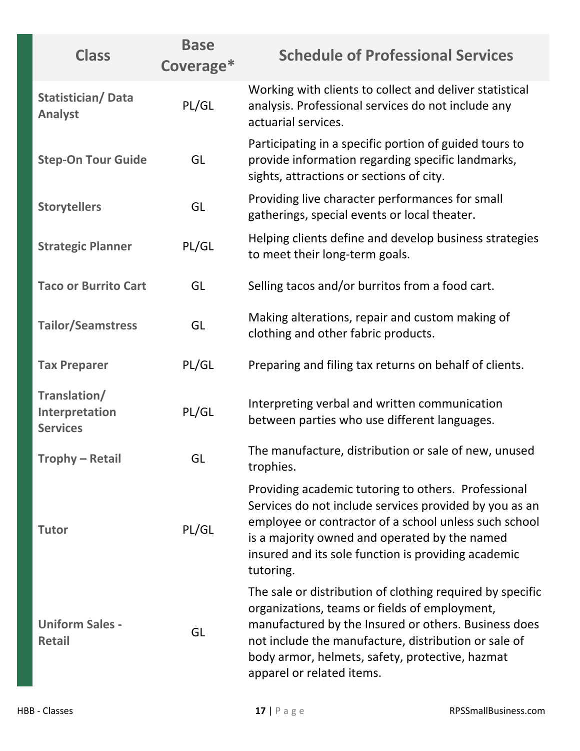| Class | Base Coverage* | Schedule of Professional Services |
|---|---|---|
| **Statistician/ Data Analyst** | PL/GL | Working with clients to collect and deliver statistical analysis. Professional services do not include any actuarial services. |
| **Step-On Tour Guide** | GL | Participating in a specific portion of guided tours to provide information regarding specific landmarks, sights, attractions or sections of city. |
| **Storytellers** | GL | Providing live character performances for small gatherings, special events or local theater. |
| **Strategic Planner** | PL/GL | Helping clients define and develop business strategies to meet their long-term goals. |
| **Taco or Burrito Cart** | GL | Selling tacos and/or burritos from a food cart. |
| **Tailor/Seamstress** | GL | Making alterations, repair and custom making of clothing and other fabric products. |
| **Tax Preparer** | PL/GL | Preparing and filing tax returns on behalf of clients. |
| **Translation/ Interpretation Services** | PL/GL | Interpreting verbal and written communication between parties who use different languages. |
| **Trophy – Retail** | GL | The manufacture, distribution or sale of new, unused trophies. |
| **Tutor** | PL/GL | Providing academic tutoring to others. Professional Services do not include services provided by you as an employee or contractor of a school unless such school is a majority owned and operated by the named insured and its sole function is providing academic tutoring. |
| **Uniform Sales - Retail** | GL | The sale or distribution of clothing required by specific organizations, teams or fields of employment, manufactured by the Insured or others. Business does not include the manufacture, distribution or sale of body armor, helmets, safety, protective, hazmat apparel or related items. |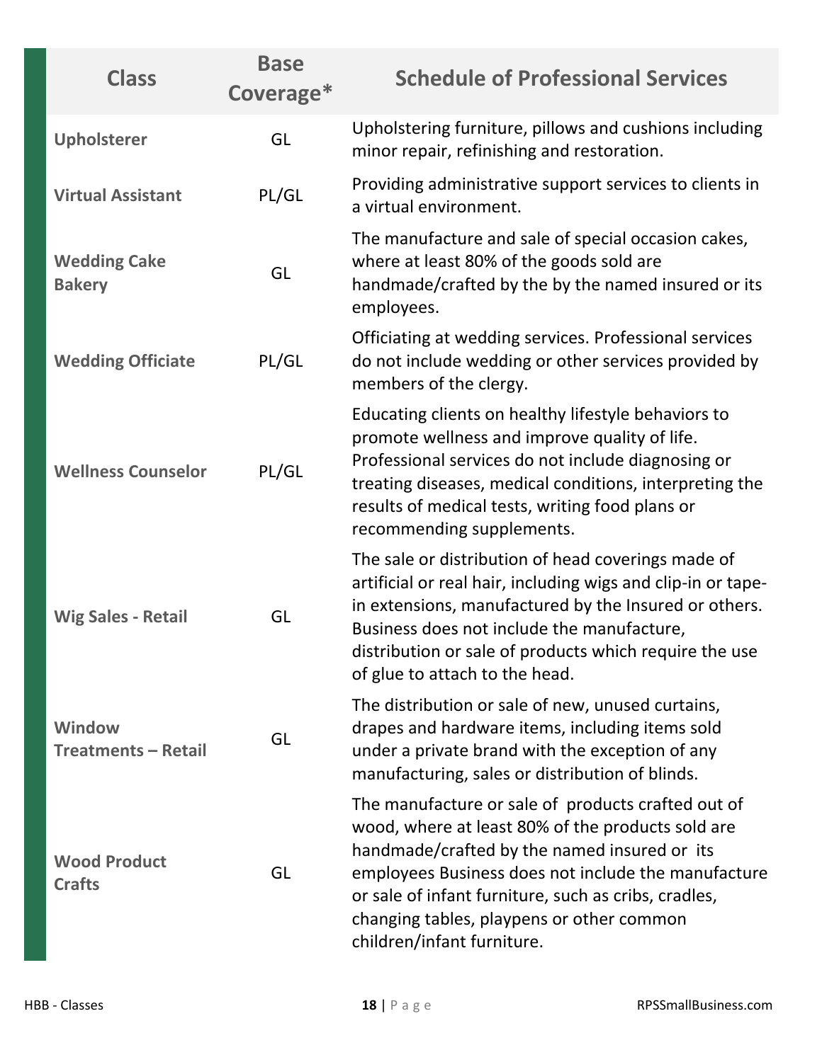| Class | Base Coverage* | Schedule of Professional Services |
|---|---|---|
| **Upholsterer** | GL | Upholstering furniture, pillows and cushions including minor repair, refinishing and restoration. |
| **Virtual Assistant** | PL/GL | Providing administrative support services to clients in a virtual environment. |
| **Wedding Cake Bakery** | GL | The manufacture and sale of special occasion cakes, where at least 80% of the goods sold are handmade/crafted by the by the named insured or its employees. |
| **Wedding Officiate** | PL/GL | Officiating at wedding services. Professional services do not include wedding or other services provided by members of the clergy. |
| **Wellness Counselor** | PL/GL | Educating clients on healthy lifestyle behaviors to promote wellness and improve quality of life. Professional services do not include diagnosing or treating diseases, medical conditions, interpreting the results of medical tests, writing food plans or recommending supplements. |
| **Wig Sales - Retail** | GL | The sale or distribution of head coverings made of artificial or real hair, including wigs and clip-in or tape-in extensions, manufactured by the Insured or others. Business does not include the manufacture, distribution or sale of products which require the use of glue to attach to the head. |
| **Window Treatments – Retail** | GL | The distribution or sale of new, unused curtains, drapes and hardware items, including items sold under a private brand with the exception of any manufacturing, sales or distribution of blinds. |
| **Wood Product Crafts** | GL | The manufacture or sale of products crafted out of wood, where at least 80% of the products sold are handmade/crafted by the named insured or its employees Business does not include the manufacture or sale of infant furniture, such as cribs, cradles, changing tables, playpens or other common children/infant furniture. |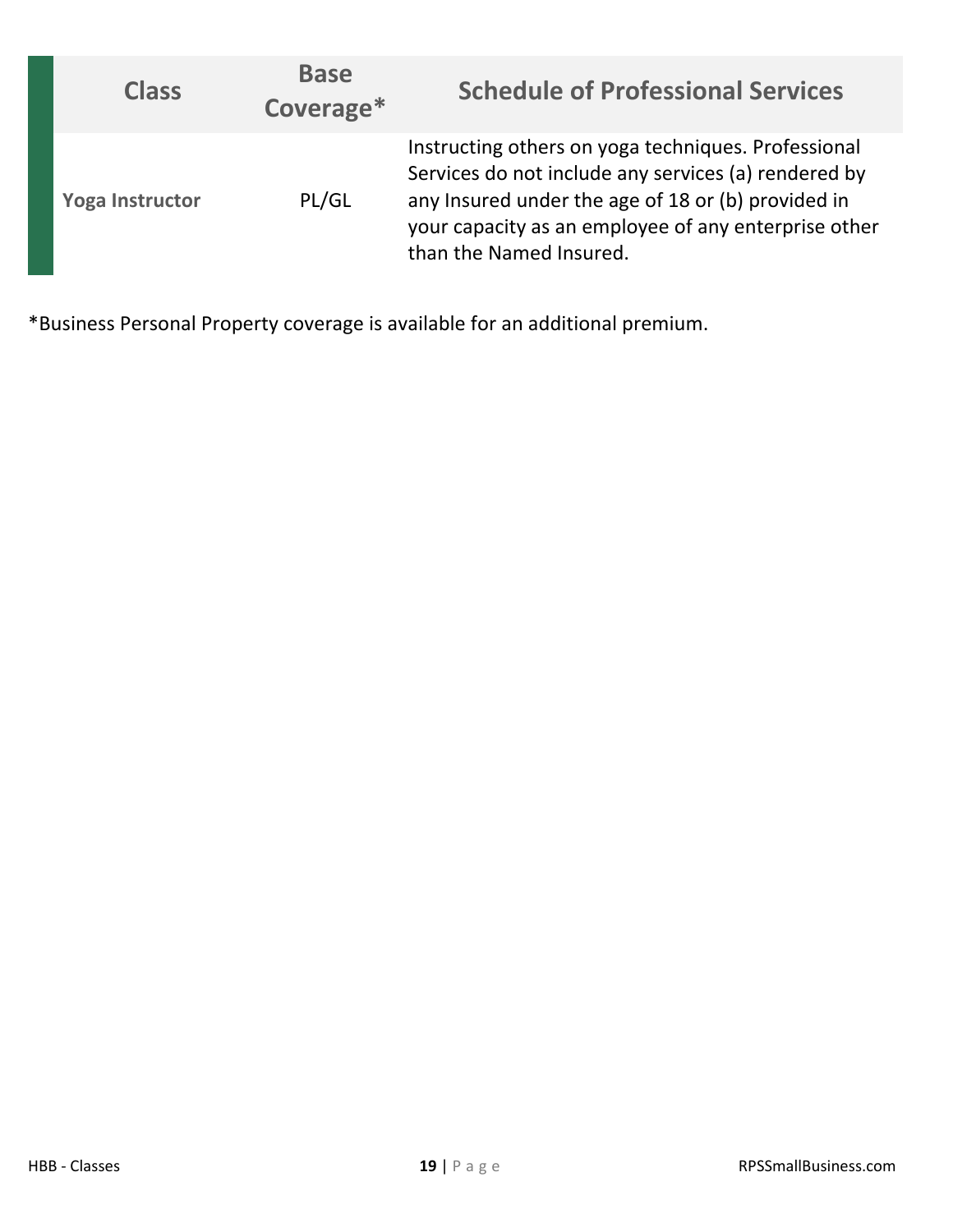| Class | Base Coverage* | Schedule of Professional Services |
| --- | --- | --- |
| **Yoga Instructor** | PL/GL | Instructing others on yoga techniques. Professional Services do not include any services (a) rendered by any Insured under the age of 18 or (b) provided in your capacity as an employee of any enterprise other than the Named Insured. |

*Business Personal Property coverage is available for an additional premium.